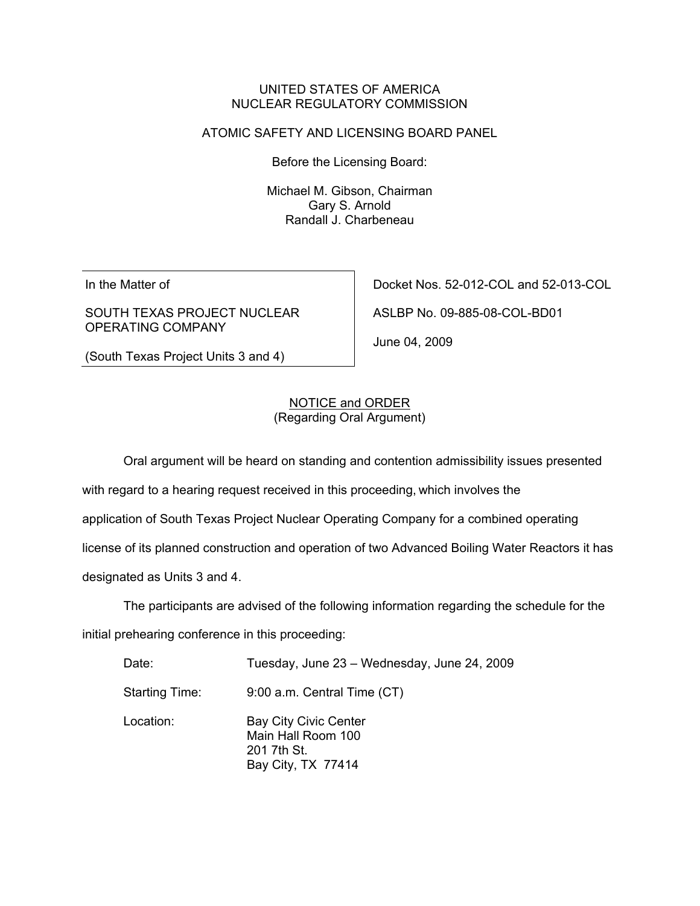UNITED STATES OF AMERICA
NUCLEAR REGULATORY COMMISSION

ATOMIC SAFETY AND LICENSING BOARD PANEL

Before the Licensing Board:

Michael M. Gibson, Chairman
Gary S. Arnold
Randall J. Charbeneau

| | |
|---|---|
| In the Matter of<br><br>SOUTH TEXAS PROJECT NUCLEAR OPERATING COMPANY<br><br>(South Texas Project Units 3 and 4) | Docket Nos. 52-012-COL and 52-013-COL<br><br>ASLBP No. 09-885-08-COL-BD01<br><br>June 04, 2009 |

## NOTICE and ORDER
(Regarding Oral Argument)

Oral argument will be heard on standing and contention admissibility issues presented with regard to a hearing request received in this proceeding, which involves the application of South Texas Project Nuclear Operating Company for a combined operating license of its planned construction and operation of two Advanced Boiling Water Reactors it has designated as Units 3 and 4.

The participants are advised of the following information regarding the schedule for the initial prehearing conference in this proceeding:

| | |
|---|---|
| Date: | Tuesday, June 23 – Wednesday, June 24, 2009 |
| Starting Time: | 9:00 a.m. Central Time (CT) |
| Location: | Bay City Civic Center<br>Main Hall Room 100<br>201 7th St.<br>Bay City, TX 77414 |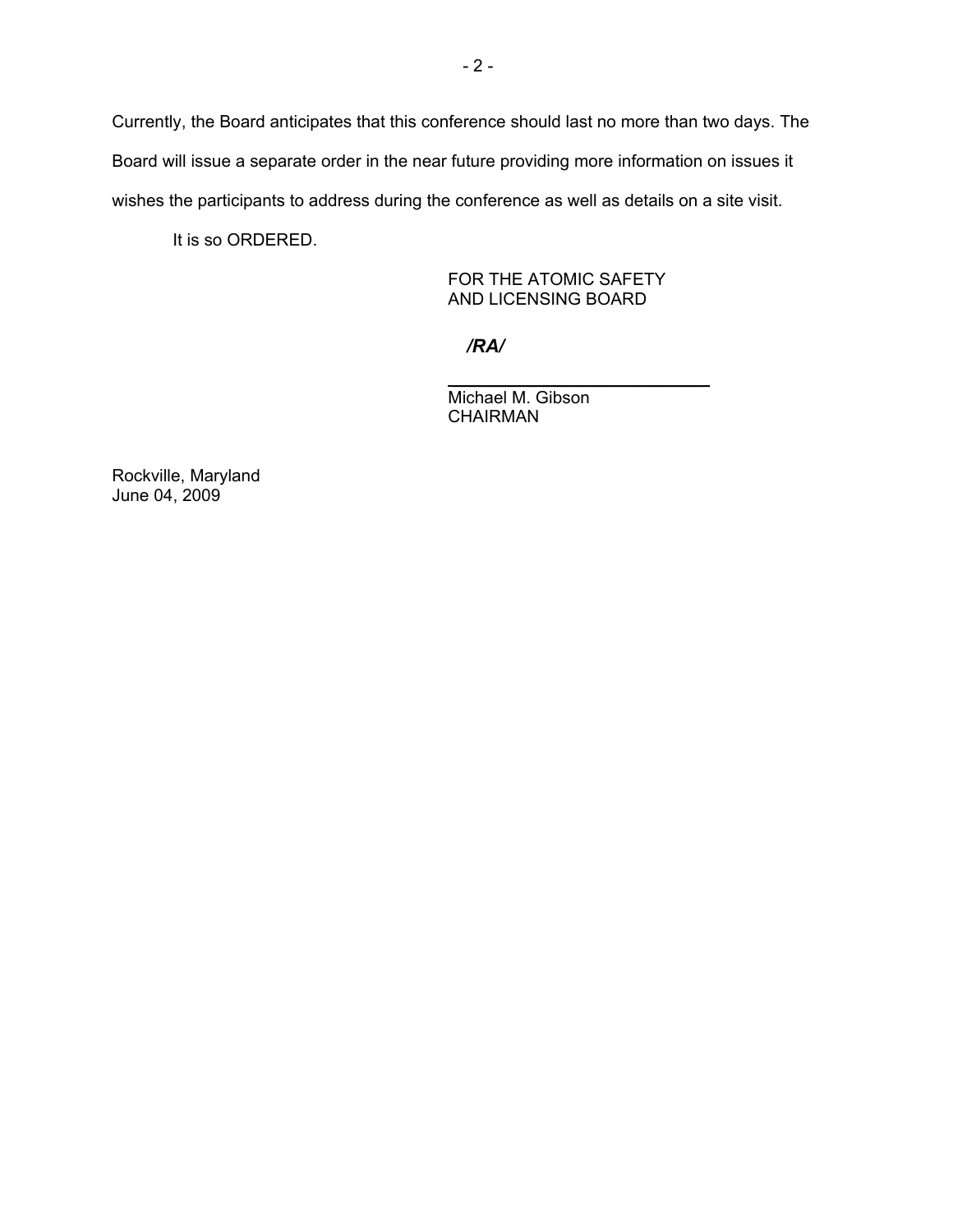Currently, the Board anticipates that this conference should last no more than two days. The Board will issue a separate order in the near future providing more information on issues it wishes the participants to address during the conference as well as details on a site visit.

It is so ORDERED.

FOR THE ATOMIC SAFETY
AND LICENSING BOARD

*/RA/*

Michael M. Gibson
CHAIRMAN

Rockville, Maryland
June 04, 2009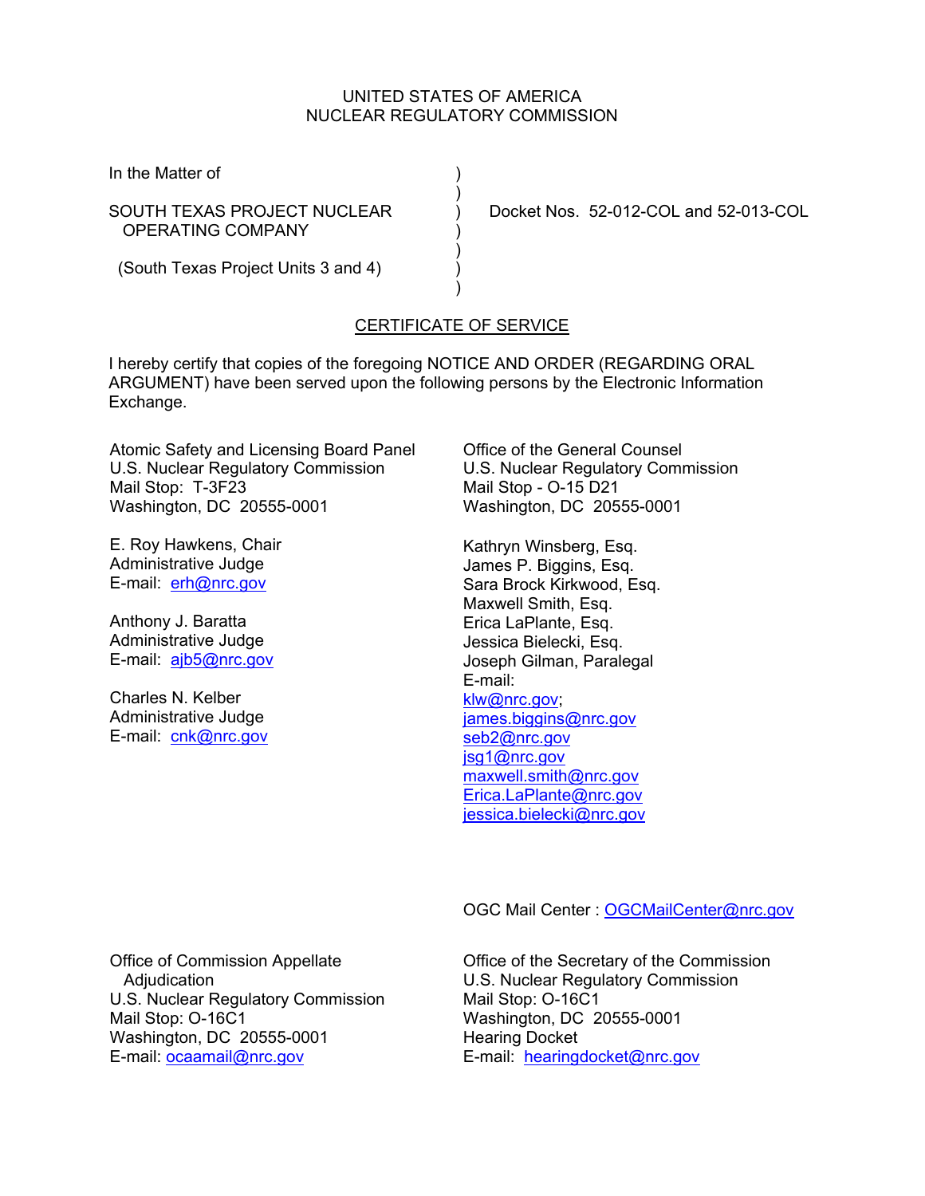UNITED STATES OF AMERICA
NUCLEAR REGULATORY COMMISSION

| | | |
|---|---|---|
| In the Matter of | ) | |
| | ) | |
| SOUTH TEXAS PROJECT NUCLEAR OPERATING COMPANY | ) | Docket Nos. 52-012-COL and 52-013-COL |
| | ) | |
| (South Texas Project Units 3 and 4) | ) | |
| | ) | |

## CERTIFICATE OF SERVICE

I hereby certify that copies of the foregoing NOTICE AND ORDER (REGARDING ORAL ARGUMENT) have been served upon the following persons by the Electronic Information Exchange.

Atomic Safety and Licensing Board Panel
U.S. Nuclear Regulatory Commission
Mail Stop: T-3F23
Washington, DC 20555-0001

E. Roy Hawkens, Chair
Administrative Judge
E-mail: erh@nrc.gov

Anthony J. Baratta
Administrative Judge
E-mail: ajb5@nrc.gov

Charles N. Kelber
Administrative Judge
E-mail: cnk@nrc.gov

Office of the General Counsel
U.S. Nuclear Regulatory Commission
Mail Stop - O-15 D21
Washington, DC 20555-0001

Kathryn Winsberg, Esq.
James P. Biggins, Esq.
Sara Brock Kirkwood, Esq.
Maxwell Smith, Esq.
Erica LaPlante, Esq.
Jessica Bielecki, Esq.
Joseph Gilman, Paralegal
E-mail:
klw@nrc.gov;
james.biggins@nrc.gov
seb2@nrc.gov
jsg1@nrc.gov
maxwell.smith@nrc.gov
Erica.LaPlante@nrc.gov
jessica.bielecki@nrc.gov

OGC Mail Center : OGCMailCenter@nrc.gov

Office of Commission Appellate Adjudication
U.S. Nuclear Regulatory Commission
Mail Stop: O-16C1
Washington, DC 20555-0001
E-mail: ocaamail@nrc.gov

Office of the Secretary of the Commission
U.S. Nuclear Regulatory Commission
Mail Stop: O-16C1
Washington, DC 20555-0001
Hearing Docket
E-mail: hearingdocket@nrc.gov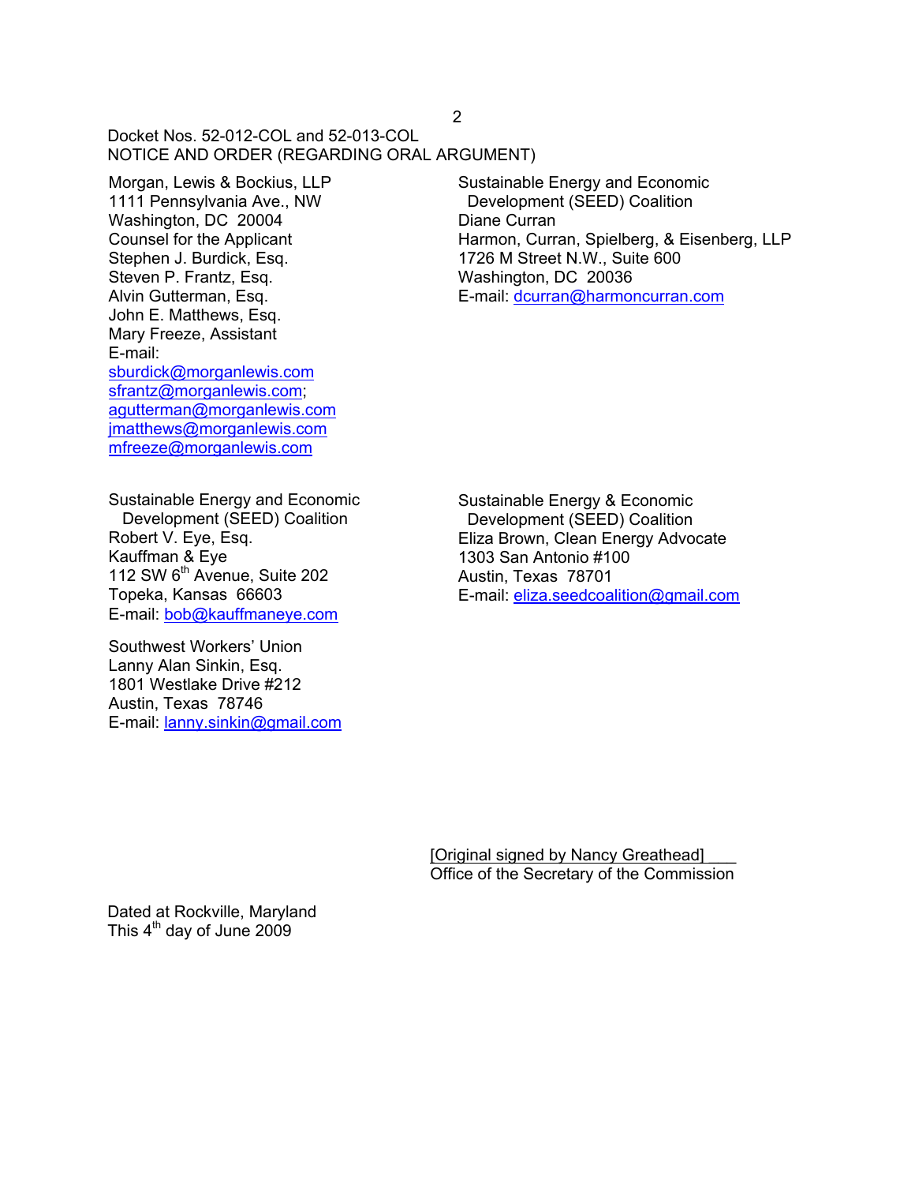Docket Nos. 52-012-COL and 52-013-COL
NOTICE AND ORDER (REGARDING ORAL ARGUMENT)

Morgan, Lewis & Bockius, LLP
1111 Pennsylvania Ave., NW
Washington, DC 20004
Counsel for the Applicant
Stephen J. Burdick, Esq.
Steven P. Frantz, Esq.
Alvin Gutterman, Esq.
John E. Matthews, Esq.
Mary Freeze, Assistant
E-mail:
sburdick@morganlewis.com
sfrantz@morganlewis.com;
agutterman@morganlewis.com
jmatthews@morganlewis.com
mfreeze@morganlewis.com

Sustainable Energy and Economic Development (SEED) Coalition
Diane Curran
Harmon, Curran, Spielberg, & Eisenberg, LLP
1726 M Street N.W., Suite 600
Washington, DC 20036
E-mail: dcurran@harmoncurran.com

Sustainable Energy and Economic Development (SEED) Coalition
Robert V. Eye, Esq.
Kauffman & Eye
112 SW 6th Avenue, Suite 202
Topeka, Kansas 66603
E-mail: bob@kauffmaneye.com

Sustainable Energy & Economic Development (SEED) Coalition
Eliza Brown, Clean Energy Advocate
1303 San Antonio #100
Austin, Texas 78701
E-mail: eliza.seedcoalition@gmail.com

Southwest Workers' Union
Lanny Alan Sinkin, Esq.
1801 Westlake Drive #212
Austin, Texas 78746
E-mail: lanny.sinkin@gmail.com

[Original signed by Nancy Greathead]
Office of the Secretary of the Commission

Dated at Rockville, Maryland
This 4th day of June 2009